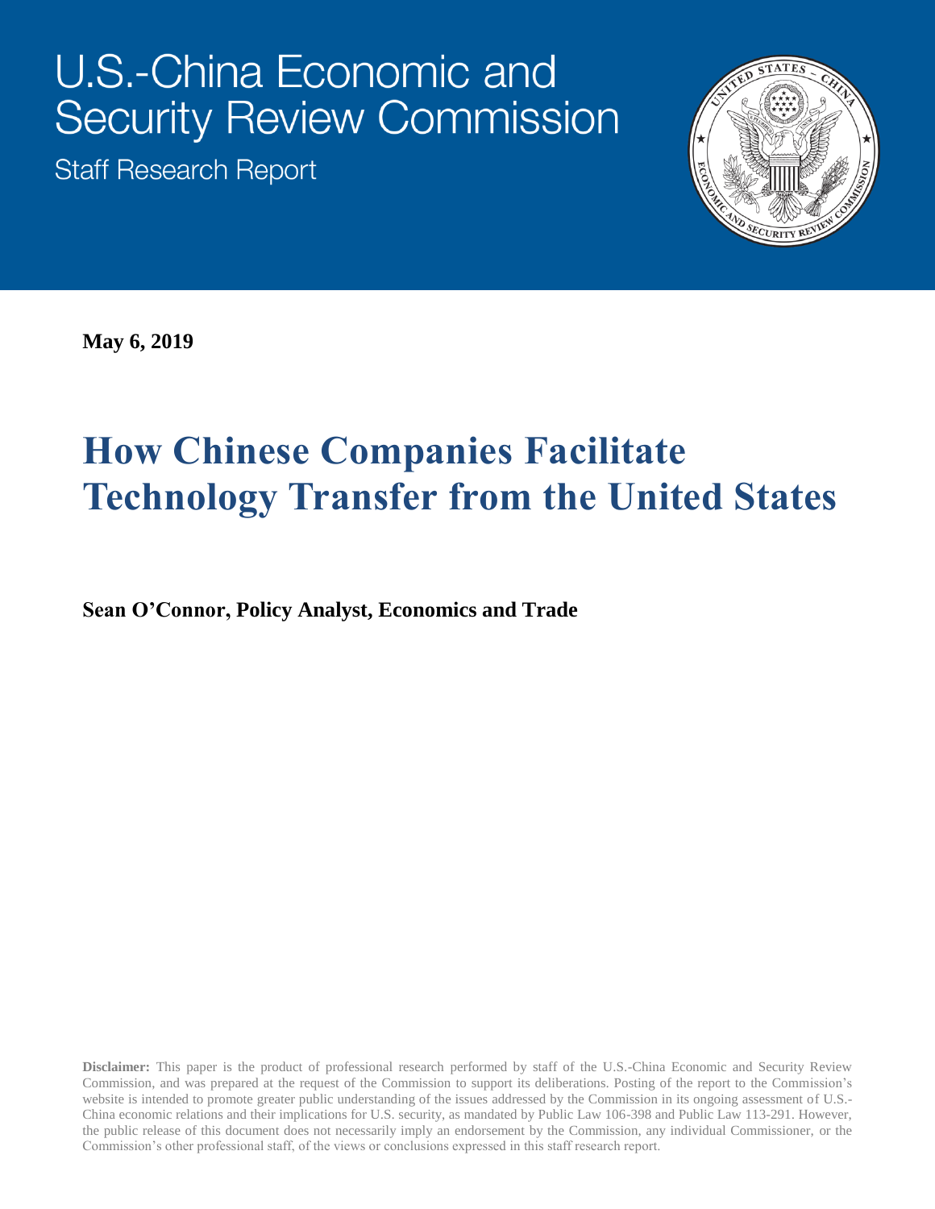# U.S.-China Economic and Security Review Commission

Staff Research Report

**May 6, 2019**

# How Chinese Companies Facilitate Technology Transfer from the United States

**Sean O'Connor, Policy Analyst, Economics and Trade**

**Disclaimer:** This paper is the product of professional research performed by staff of the U.S.-China Economic and Security Review Commission, and was prepared at the request of the Commission to support its deliberations. Posting of the report to the Commission's website is intended to promote greater public understanding of the issues addressed by the Commission in its ongoing assessment of U.S.-China economic relations and their implications for U.S. security, as mandated by Public Law 106-398 and Public Law 113-291. However, the public release of this document does not necessarily imply an endorsement by the Commission, any individual Commissioner, or the Commission's other professional staff, of the views or conclusions expressed in this staff research report.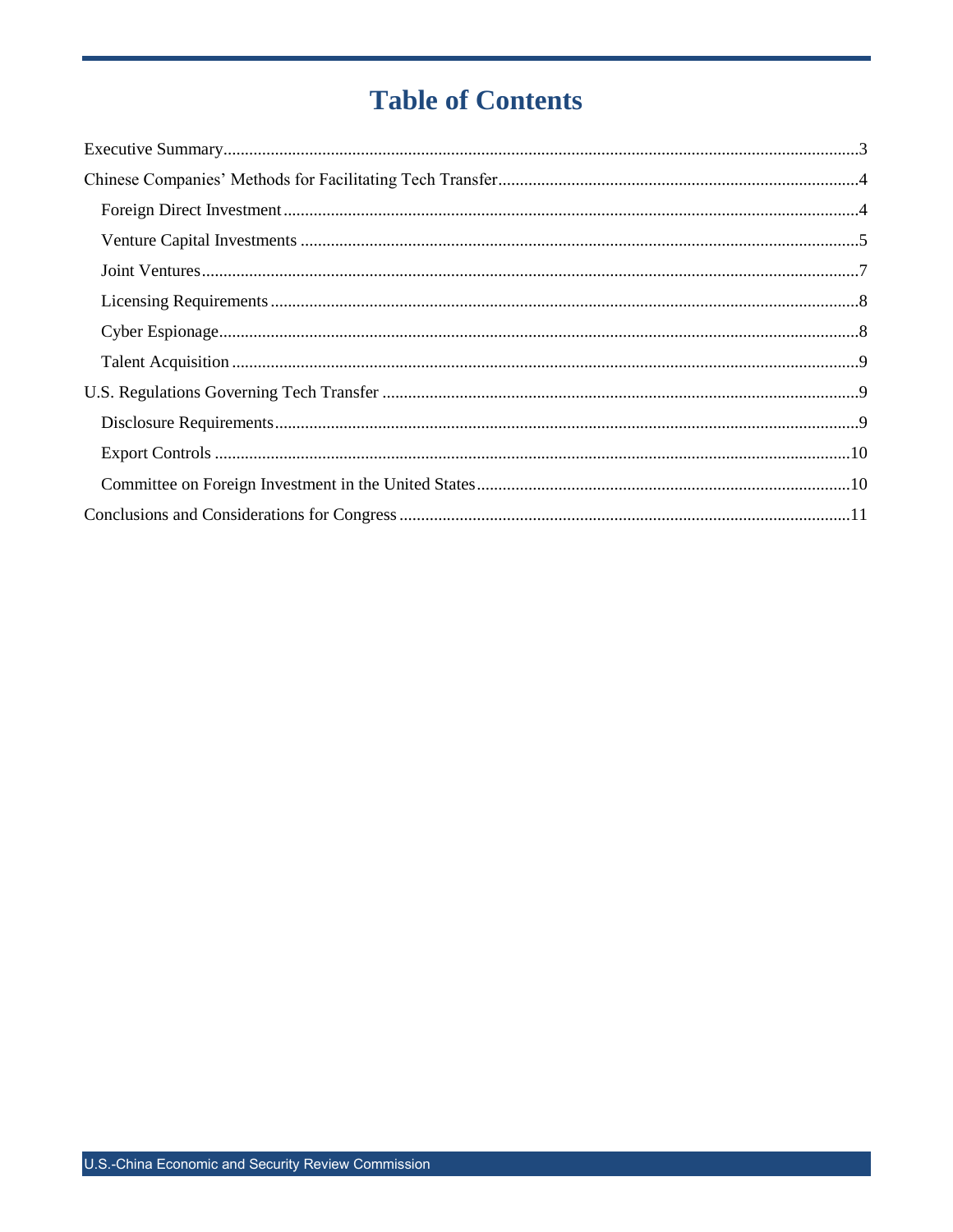# Table of Contents

Executive Summary .....3

Chinese Companies' Methods for Facilitating Tech Transfer .....4

- Foreign Direct Investment .....4
- Venture Capital Investments .....5
- Joint Ventures .....7
- Licensing Requirements .....8
- Cyber Espionage .....8
- Talent Acquisition .....9

U.S. Regulations Governing Tech Transfer .....9

- Disclosure Requirements .....9
- Export Controls .....10
- Committee on Foreign Investment in the United States .....10

Conclusions and Considerations for Congress .....11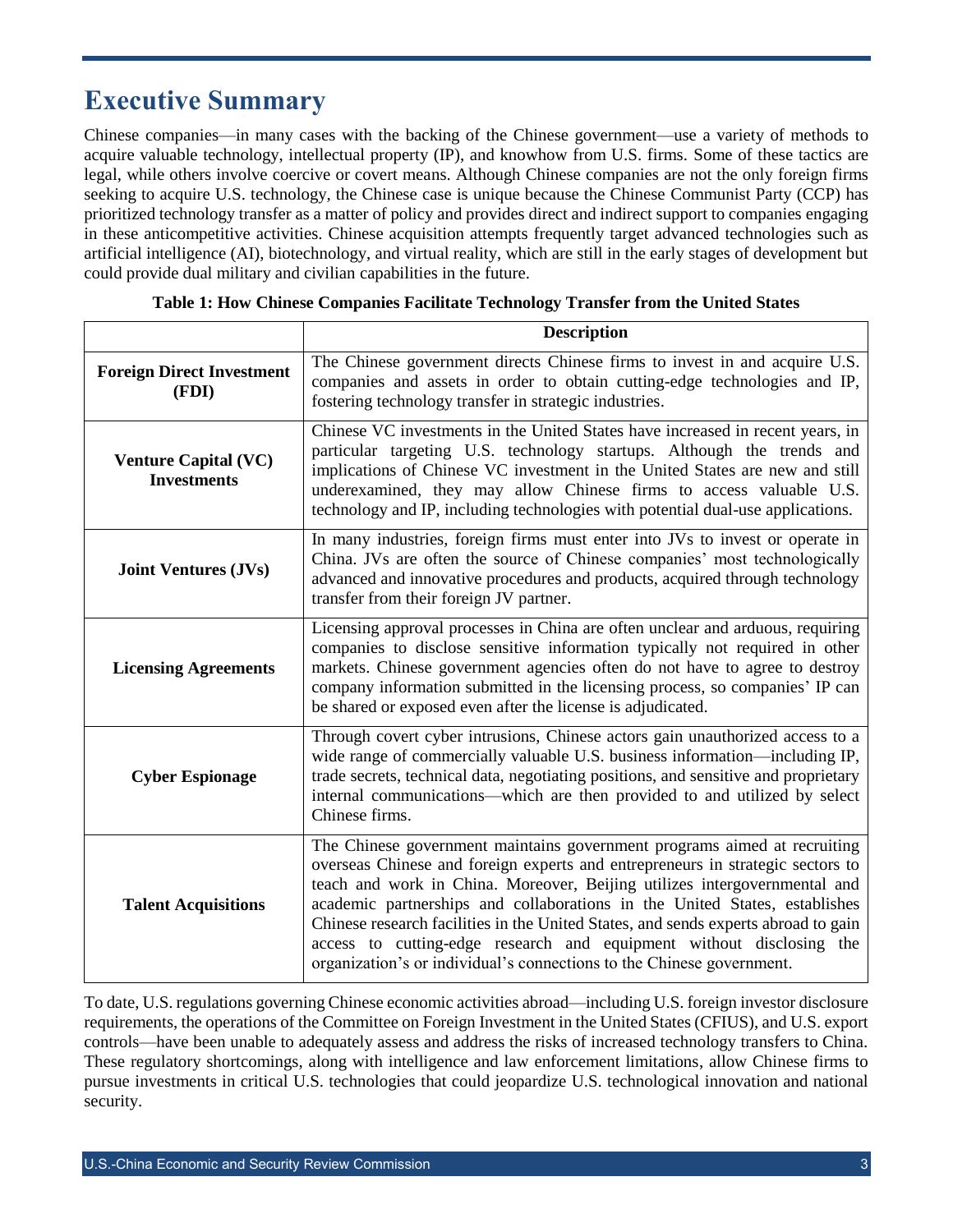# Executive Summary

Chinese companies—in many cases with the backing of the Chinese government—use a variety of methods to acquire valuable technology, intellectual property (IP), and knowhow from U.S. firms. Some of these tactics are legal, while others involve coercive or covert means. Although Chinese companies are not the only foreign firms seeking to acquire U.S. technology, the Chinese case is unique because the Chinese Communist Party (CCP) has prioritized technology transfer as a matter of policy and provides direct and indirect support to companies engaging in these anticompetitive activities. Chinese acquisition attempts frequently target advanced technologies such as artificial intelligence (AI), biotechnology, and virtual reality, which are still in the early stages of development but could provide dual military and civilian capabilities in the future.

**Table 1: How Chinese Companies Facilitate Technology Transfer from the United States**

| | **Description** |
|---|---|
| **Foreign Direct Investment (FDI)** | The Chinese government directs Chinese firms to invest in and acquire U.S. companies and assets in order to obtain cutting-edge technologies and IP, fostering technology transfer in strategic industries. |
| **Venture Capital (VC) Investments** | Chinese VC investments in the United States have increased in recent years, in particular targeting U.S. technology startups. Although the trends and implications of Chinese VC investment in the United States are new and still underexamined, they may allow Chinese firms to access valuable U.S. technology and IP, including technologies with potential dual-use applications. |
| **Joint Ventures (JVs)** | In many industries, foreign firms must enter into JVs to invest or operate in China. JVs are often the source of Chinese companies' most technologically advanced and innovative procedures and products, acquired through technology transfer from their foreign JV partner. |
| **Licensing Agreements** | Licensing approval processes in China are often unclear and arduous, requiring companies to disclose sensitive information typically not required in other markets. Chinese government agencies often do not have to agree to destroy company information submitted in the licensing process, so companies' IP can be shared or exposed even after the license is adjudicated. |
| **Cyber Espionage** | Through covert cyber intrusions, Chinese actors gain unauthorized access to a wide range of commercially valuable U.S. business information—including IP, trade secrets, technical data, negotiating positions, and sensitive and proprietary internal communications—which are then provided to and utilized by select Chinese firms. |
| **Talent Acquisitions** | The Chinese government maintains government programs aimed at recruiting overseas Chinese and foreign experts and entrepreneurs in strategic sectors to teach and work in China. Moreover, Beijing utilizes intergovernmental and academic partnerships and collaborations in the United States, establishes Chinese research facilities in the United States, and sends experts abroad to gain access to cutting-edge research and equipment without disclosing the organization's or individual's connections to the Chinese government. |

To date, U.S. regulations governing Chinese economic activities abroad—including U.S. foreign investor disclosure requirements, the operations of the Committee on Foreign Investment in the United States (CFIUS), and U.S. export controls—have been unable to adequately assess and address the risks of increased technology transfers to China. These regulatory shortcomings, along with intelligence and law enforcement limitations, allow Chinese firms to pursue investments in critical U.S. technologies that could jeopardize U.S. technological innovation and national security.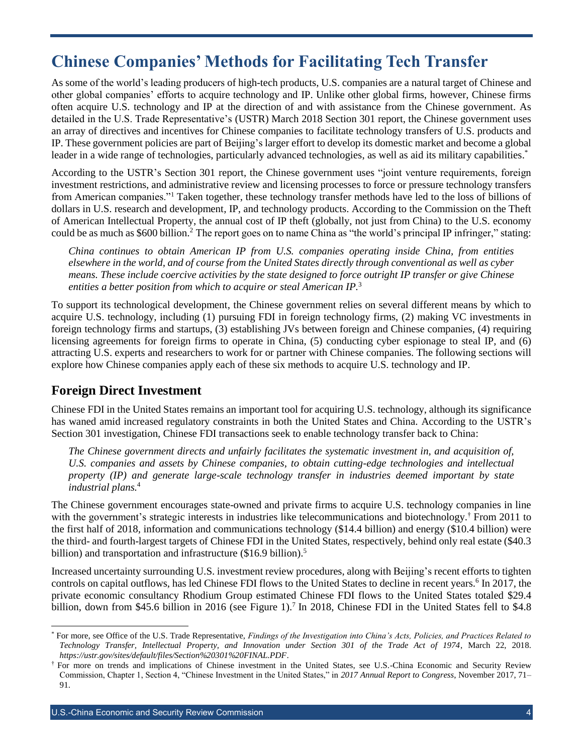# Chinese Companies' Methods for Facilitating Tech Transfer

As some of the world's leading producers of high-tech products, U.S. companies are a natural target of Chinese and other global companies' efforts to acquire technology and IP. Unlike other global firms, however, Chinese firms often acquire U.S. technology and IP at the direction of and with assistance from the Chinese government. As detailed in the U.S. Trade Representative's (USTR) March 2018 Section 301 report, the Chinese government uses an array of directives and incentives for Chinese companies to facilitate technology transfers of U.S. products and IP. These government policies are part of Beijing's larger effort to develop its domestic market and become a global leader in a wide range of technologies, particularly advanced technologies, as well as aid its military capabilities.*

According to the USTR's Section 301 report, the Chinese government uses "joint venture requirements, foreign investment restrictions, and administrative review and licensing processes to force or pressure technology transfers from American companies."[1] Taken together, these technology transfer methods have led to the loss of billions of dollars in U.S. research and development, IP, and technology products. According to the Commission on the Theft of American Intellectual Property, the annual cost of IP theft (globally, not just from China) to the U.S. economy could be as much as $600 billion.[2] The report goes on to name China as "the world's principal IP infringer," stating:

> *China continues to obtain American IP from U.S. companies operating inside China, from entities elsewhere in the world, and of course from the United States directly through conventional as well as cyber means. These include coercive activities by the state designed to force outright IP transfer or give Chinese entities a better position from which to acquire or steal American IP.*[3]

To support its technological development, the Chinese government relies on several different means by which to acquire U.S. technology, including (1) pursuing FDI in foreign technology firms, (2) making VC investments in foreign technology firms and startups, (3) establishing JVs between foreign and Chinese companies, (4) requiring licensing agreements for foreign firms to operate in China, (5) conducting cyber espionage to steal IP, and (6) attracting U.S. experts and researchers to work for or partner with Chinese companies. The following sections will explore how Chinese companies apply each of these six methods to acquire U.S. technology and IP.

## Foreign Direct Investment

Chinese FDI in the United States remains an important tool for acquiring U.S. technology, although its significance has waned amid increased regulatory constraints in both the United States and China. According to the USTR's Section 301 investigation, Chinese FDI transactions seek to enable technology transfer back to China:

> *The Chinese government directs and unfairly facilitates the systematic investment in, and acquisition of, U.S. companies and assets by Chinese companies, to obtain cutting-edge technologies and intellectual property (IP) and generate large-scale technology transfer in industries deemed important by state industrial plans.*[4]

The Chinese government encourages state-owned and private firms to acquire U.S. technology companies in line with the government's strategic interests in industries like telecommunications and biotechnology.† From 2011 to the first half of 2018, information and communications technology ($14.4 billion) and energy ($10.4 billion) were the third- and fourth-largest targets of Chinese FDI in the United States, respectively, behind only real estate ($40.3 billion) and transportation and infrastructure ($16.9 billion).[5]

Increased uncertainty surrounding U.S. investment review procedures, along with Beijing's recent efforts to tighten controls on capital outflows, has led Chinese FDI flows to the United States to decline in recent years.[6] In 2017, the private economic consultancy Rhodium Group estimated Chinese FDI flows to the United States totaled $29.4 billion, down from $45.6 billion in 2016 (see Figure 1).[7] In 2018, Chinese FDI in the United States fell to $4.8

---

\* For more, see Office of the U.S. Trade Representative, *Findings of the Investigation into China's Acts, Policies, and Practices Related to Technology Transfer, Intellectual Property, and Innovation under Section 301 of the Trade Act of 1974*, March 22, 2018. *https://ustr.gov/sites/default/files/Section%20301%20FINAL.PDF*.

† For more on trends and implications of Chinese investment in the United States, see U.S.-China Economic and Security Review Commission, Chapter 1, Section 4, "Chinese Investment in the United States," in *2017 Annual Report to Congress*, November 2017, 71–91.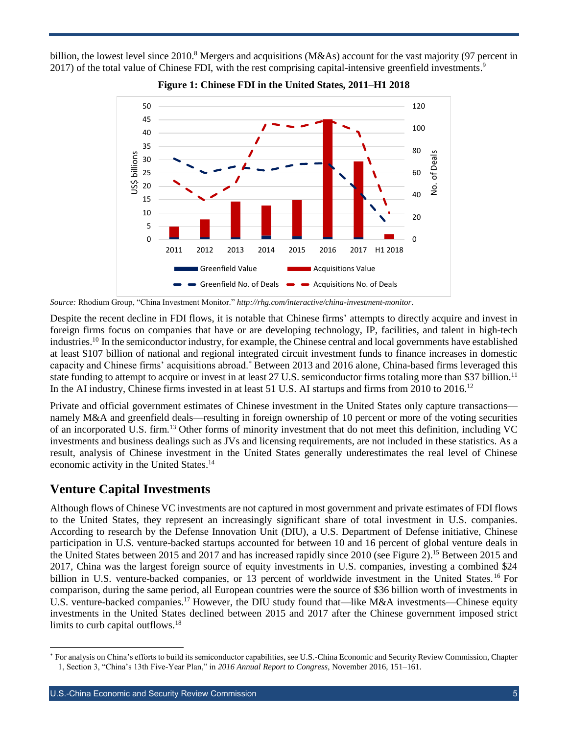billion, the lowest level since 2010.[8] Mergers and acquisitions (M&As) account for the vast majority (97 percent in 2017) of the total value of Chinese FDI, with the rest comprising capital-intensive greenfield investments.[9]

**Figure 1: Chinese FDI in the United States, 2011–H1 2018**

*Source:* Rhodium Group, "China Investment Monitor." *http://rhg.com/interactive/china-investment-monitor*.

Despite the recent decline in FDI flows, it is notable that Chinese firms' attempts to directly acquire and invest in foreign firms focus on companies that have or are developing technology, IP, facilities, and talent in high-tech industries.[10] In the semiconductor industry, for example, the Chinese central and local governments have established at least $107 billion of national and regional integrated circuit investment funds to finance increases in domestic capacity and Chinese firms' acquisitions abroad.[*] Between 2013 and 2016 alone, China-based firms leveraged this state funding to attempt to acquire or invest in at least 27 U.S. semiconductor firms totaling more than $37 billion.[11] In the AI industry, Chinese firms invested in at least 51 U.S. AI startups and firms from 2010 to 2016.[12]

Private and official government estimates of Chinese investment in the United States only capture transactions—namely M&A and greenfield deals—resulting in foreign ownership of 10 percent or more of the voting securities of an incorporated U.S. firm.[13] Other forms of minority investment that do not meet this definition, including VC investments and business dealings such as JVs and licensing requirements, are not included in these statistics. As a result, analysis of Chinese investment in the United States generally underestimates the real level of Chinese economic activity in the United States.[14]

## Venture Capital Investments

Although flows of Chinese VC investments are not captured in most government and private estimates of FDI flows to the United States, they represent an increasingly significant share of total investment in U.S. companies. According to research by the Defense Innovation Unit (DIU), a U.S. Department of Defense initiative, Chinese participation in U.S. venture-backed startups accounted for between 10 and 16 percent of global venture deals in the United States between 2015 and 2017 and has increased rapidly since 2010 (see Figure 2).[15] Between 2015 and 2017, China was the largest foreign source of equity investments in U.S. companies, investing a combined $24 billion in U.S. venture-backed companies, or 13 percent of worldwide investment in the United States.[16] For comparison, during the same period, all European countries were the source of $36 billion worth of investments in U.S. venture-backed companies.[17] However, the DIU study found that—like M&A investments—Chinese equity investments in the United States declined between 2015 and 2017 after the Chinese government imposed strict limits to curb capital outflows.[18]

---

[*] For analysis on China's efforts to build its semiconductor capabilities, see U.S.-China Economic and Security Review Commission, Chapter 1, Section 3, "China's 13th Five-Year Plan," in *2016 Annual Report to Congress*, November 2016, 151–161.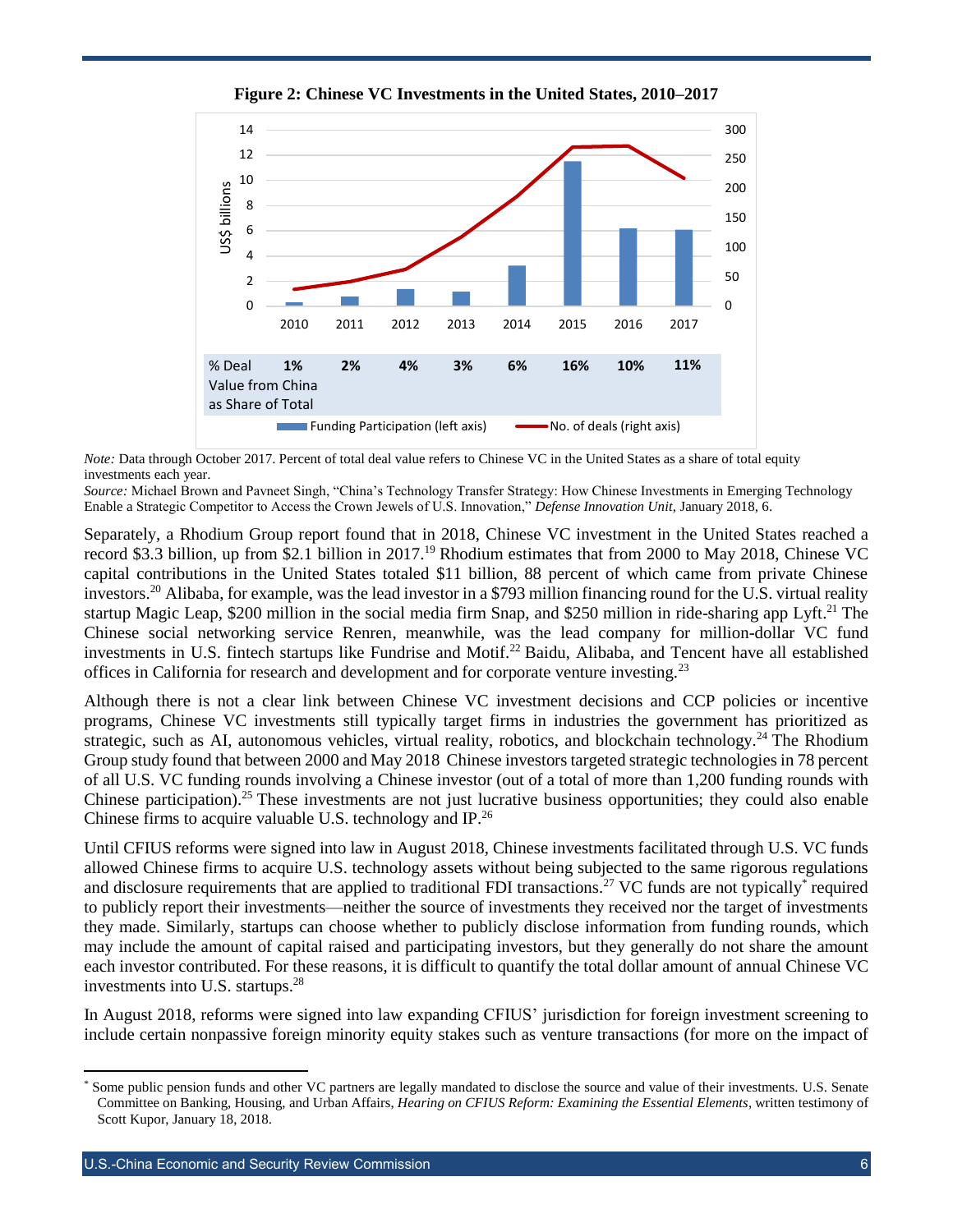**Figure 2: Chinese VC Investments in the United States, 2010–2017**

| | 2010 | 2011 | 2012 | 2013 | 2014 | 2015 | 2016 | 2017 |
|---|---|---|---|---|---|---|---|---|
| % Deal Value from China as Share of Total | 1% | 2% | 4% | 3% | 6% | 16% | 10% | 11% |

Funding Participation (left axis) No. of deals (right axis)

*Note:* Data through October 2017. Percent of total deal value refers to Chinese VC in the United States as a share of total equity investments each year.
*Source:* Michael Brown and Pavneet Singh, "China's Technology Transfer Strategy: How Chinese Investments in Emerging Technology Enable a Strategic Competitor to Access the Crown Jewels of U.S. Innovation," *Defense Innovation Unit*, January 2018, 6.

Separately, a Rhodium Group report found that in 2018, Chinese VC investment in the United States reached a record $3.3 billion, up from $2.1 billion in 2017.[19] Rhodium estimates that from 2000 to May 2018, Chinese VC capital contributions in the United States totaled $11 billion, 88 percent of which came from private Chinese investors.[20] Alibaba, for example, was the lead investor in a $793 million financing round for the U.S. virtual reality startup Magic Leap, $200 million in the social media firm Snap, and $250 million in ride-sharing app Lyft.[21] The Chinese social networking service Renren, meanwhile, was the lead company for million-dollar VC fund investments in U.S. fintech startups like Fundrise and Motif.[22] Baidu, Alibaba, and Tencent have all established offices in California for research and development and for corporate venture investing.[23]

Although there is not a clear link between Chinese VC investment decisions and CCP policies or incentive programs, Chinese VC investments still typically target firms in industries the government has prioritized as strategic, such as AI, autonomous vehicles, virtual reality, robotics, and blockchain technology.[24] The Rhodium Group study found that between 2000 and May 2018 Chinese investors targeted strategic technologies in 78 percent of all U.S. VC funding rounds involving a Chinese investor (out of a total of more than 1,200 funding rounds with Chinese participation).[25] These investments are not just lucrative business opportunities; they could also enable Chinese firms to acquire valuable U.S. technology and IP.[26]

Until CFIUS reforms were signed into law in August 2018, Chinese investments facilitated through U.S. VC funds allowed Chinese firms to acquire U.S. technology assets without being subjected to the same rigorous regulations and disclosure requirements that are applied to traditional FDI transactions.[27] VC funds are not typically* required to publicly report their investments—neither the source of investments they received nor the target of investments they made. Similarly, startups can choose whether to publicly disclose information from funding rounds, which may include the amount of capital raised and participating investors, but they generally do not share the amount each investor contributed. For these reasons, it is difficult to quantify the total dollar amount of annual Chinese VC investments into U.S. startups.[28]

In August 2018, reforms were signed into law expanding CFIUS' jurisdiction for foreign investment screening to include certain nonpassive foreign minority equity stakes such as venture transactions (for more on the impact of

---

* Some public pension funds and other VC partners are legally mandated to disclose the source and value of their investments. U.S. Senate Committee on Banking, Housing, and Urban Affairs, *Hearing on CFIUS Reform: Examining the Essential Elements*, written testimony of Scott Kupor, January 18, 2018.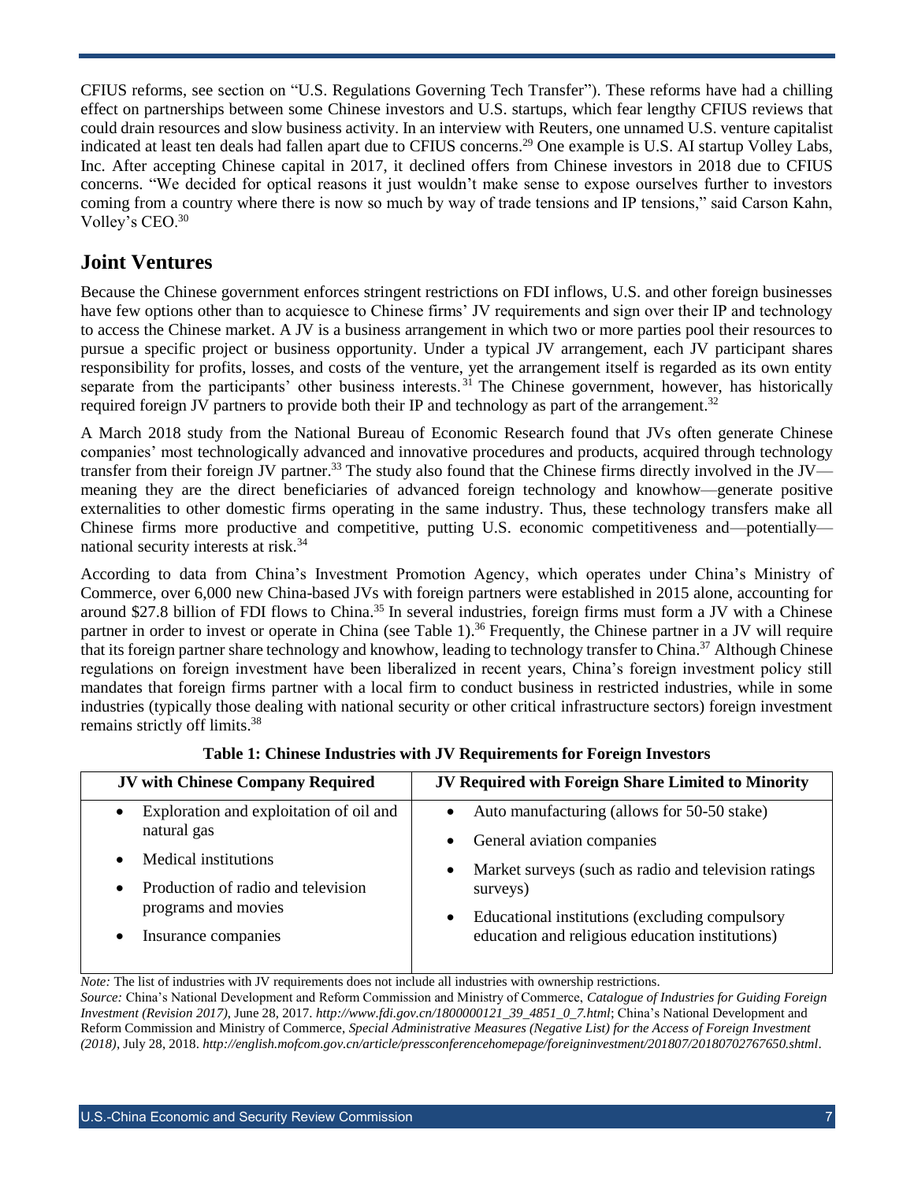CFIUS reforms, see section on "U.S. Regulations Governing Tech Transfer"). These reforms have had a chilling effect on partnerships between some Chinese investors and U.S. startups, which fear lengthy CFIUS reviews that could drain resources and slow business activity. In an interview with Reuters, one unnamed U.S. venture capitalist indicated at least ten deals had fallen apart due to CFIUS concerns.[29] One example is U.S. AI startup Volley Labs, Inc. After accepting Chinese capital in 2017, it declined offers from Chinese investors in 2018 due to CFIUS concerns. "We decided for optical reasons it just wouldn't make sense to expose ourselves further to investors coming from a country where there is now so much by way of trade tensions and IP tensions," said Carson Kahn, Volley's CEO.[30]

## Joint Ventures

Because the Chinese government enforces stringent restrictions on FDI inflows, U.S. and other foreign businesses have few options other than to acquiesce to Chinese firms' JV requirements and sign over their IP and technology to access the Chinese market. A JV is a business arrangement in which two or more parties pool their resources to pursue a specific project or business opportunity. Under a typical JV arrangement, each JV participant shares responsibility for profits, losses, and costs of the venture, yet the arrangement itself is regarded as its own entity separate from the participants' other business interests.[31] The Chinese government, however, has historically required foreign JV partners to provide both their IP and technology as part of the arrangement.[32]

A March 2018 study from the National Bureau of Economic Research found that JVs often generate Chinese companies' most technologically advanced and innovative procedures and products, acquired through technology transfer from their foreign JV partner.[33] The study also found that the Chinese firms directly involved in the JV—meaning they are the direct beneficiaries of advanced foreign technology and knowhow—generate positive externalities to other domestic firms operating in the same industry. Thus, these technology transfers make all Chinese firms more productive and competitive, putting U.S. economic competitiveness and—potentially—national security interests at risk.[34]

According to data from China's Investment Promotion Agency, which operates under China's Ministry of Commerce, over 6,000 new China-based JVs with foreign partners were established in 2015 alone, accounting for around $27.8 billion of FDI flows to China.[35] In several industries, foreign firms must form a JV with a Chinese partner in order to invest or operate in China (see Table 1).[36] Frequently, the Chinese partner in a JV will require that its foreign partner share technology and knowhow, leading to technology transfer to China.[37] Although Chinese regulations on foreign investment have been liberalized in recent years, China's foreign investment policy still mandates that foreign firms partner with a local firm to conduct business in restricted industries, while in some industries (typically those dealing with national security or other critical infrastructure sectors) foreign investment remains strictly off limits.[38]

**Table 1: Chinese Industries with JV Requirements for Foreign Investors**

| JV with Chinese Company Required | JV Required with Foreign Share Limited to Minority |
|---|---|
| • Exploration and exploitation of oil and natural gas<br>• Medical institutions<br>• Production of radio and television programs and movies<br>• Insurance companies | • Auto manufacturing (allows for 50-50 stake)<br>• General aviation companies<br>• Market surveys (such as radio and television ratings surveys)<br>• Educational institutions (excluding compulsory education and religious education institutions) |

*Note:* The list of industries with JV requirements does not include all industries with ownership restrictions.
*Source:* China's National Development and Reform Commission and Ministry of Commerce, *Catalogue of Industries for Guiding Foreign Investment (Revision 2017)*, June 28, 2017. *http://www.fdi.gov.cn/1800000121_39_4851_0_7.html*; China's National Development and Reform Commission and Ministry of Commerce, *Special Administrative Measures (Negative List) for the Access of Foreign Investment (2018)*, July 28, 2018. *http://english.mofcom.gov.cn/article/pressconferencehomepage/foreigninvestment/201807/20180702767650.shtml*.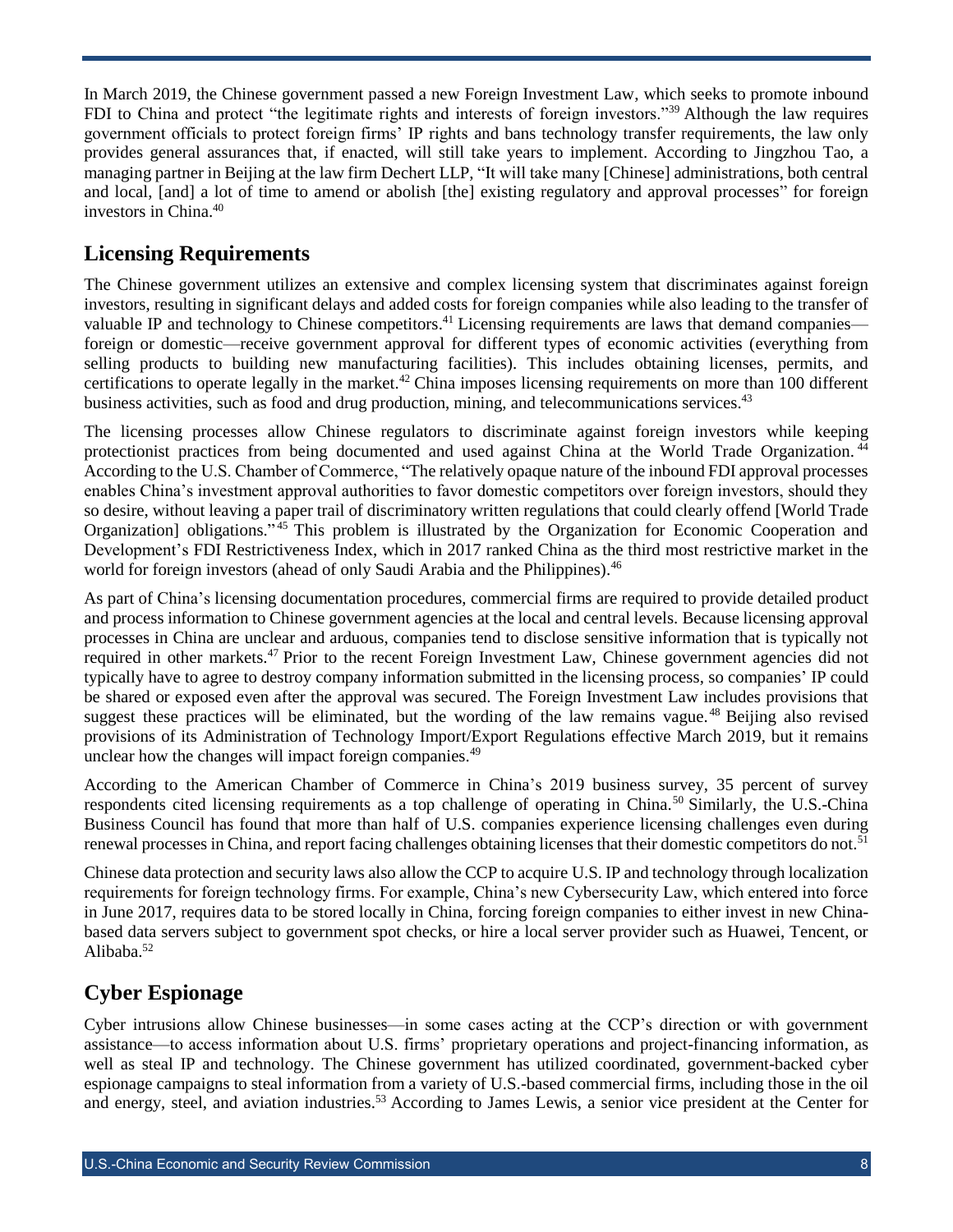In March 2019, the Chinese government passed a new Foreign Investment Law, which seeks to promote inbound FDI to China and protect "the legitimate rights and interests of foreign investors."[39] Although the law requires government officials to protect foreign firms' IP rights and bans technology transfer requirements, the law only provides general assurances that, if enacted, will still take years to implement. According to Jingzhou Tao, a managing partner in Beijing at the law firm Dechert LLP, "It will take many [Chinese] administrations, both central and local, [and] a lot of time to amend or abolish [the] existing regulatory and approval processes" for foreign investors in China.[40]

## Licensing Requirements

The Chinese government utilizes an extensive and complex licensing system that discriminates against foreign investors, resulting in significant delays and added costs for foreign companies while also leading to the transfer of valuable IP and technology to Chinese competitors.[41] Licensing requirements are laws that demand companies—foreign or domestic—receive government approval for different types of economic activities (everything from selling products to building new manufacturing facilities). This includes obtaining licenses, permits, and certifications to operate legally in the market.[42] China imposes licensing requirements on more than 100 different business activities, such as food and drug production, mining, and telecommunications services.[43]

The licensing processes allow Chinese regulators to discriminate against foreign investors while keeping protectionist practices from being documented and used against China at the World Trade Organization.[44] According to the U.S. Chamber of Commerce, "The relatively opaque nature of the inbound FDI approval processes enables China's investment approval authorities to favor domestic competitors over foreign investors, should they so desire, without leaving a paper trail of discriminatory written regulations that could clearly offend [World Trade Organization] obligations."[45] This problem is illustrated by the Organization for Economic Cooperation and Development's FDI Restrictiveness Index, which in 2017 ranked China as the third most restrictive market in the world for foreign investors (ahead of only Saudi Arabia and the Philippines).[46]

As part of China's licensing documentation procedures, commercial firms are required to provide detailed product and process information to Chinese government agencies at the local and central levels. Because licensing approval processes in China are unclear and arduous, companies tend to disclose sensitive information that is typically not required in other markets.[47] Prior to the recent Foreign Investment Law, Chinese government agencies did not typically have to agree to destroy company information submitted in the licensing process, so companies' IP could be shared or exposed even after the approval was secured. The Foreign Investment Law includes provisions that suggest these practices will be eliminated, but the wording of the law remains vague.[48] Beijing also revised provisions of its Administration of Technology Import/Export Regulations effective March 2019, but it remains unclear how the changes will impact foreign companies.[49]

According to the American Chamber of Commerce in China's 2019 business survey, 35 percent of survey respondents cited licensing requirements as a top challenge of operating in China.[50] Similarly, the U.S.-China Business Council has found that more than half of U.S. companies experience licensing challenges even during renewal processes in China, and report facing challenges obtaining licenses that their domestic competitors do not.[51]

Chinese data protection and security laws also allow the CCP to acquire U.S. IP and technology through localization requirements for foreign technology firms. For example, China's new Cybersecurity Law, which entered into force in June 2017, requires data to be stored locally in China, forcing foreign companies to either invest in new China-based data servers subject to government spot checks, or hire a local server provider such as Huawei, Tencent, or Alibaba.[52]

## Cyber Espionage

Cyber intrusions allow Chinese businesses—in some cases acting at the CCP's direction or with government assistance—to access information about U.S. firms' proprietary operations and project-financing information, as well as steal IP and technology. The Chinese government has utilized coordinated, government-backed cyber espionage campaigns to steal information from a variety of U.S.-based commercial firms, including those in the oil and energy, steel, and aviation industries.[53] According to James Lewis, a senior vice president at the Center for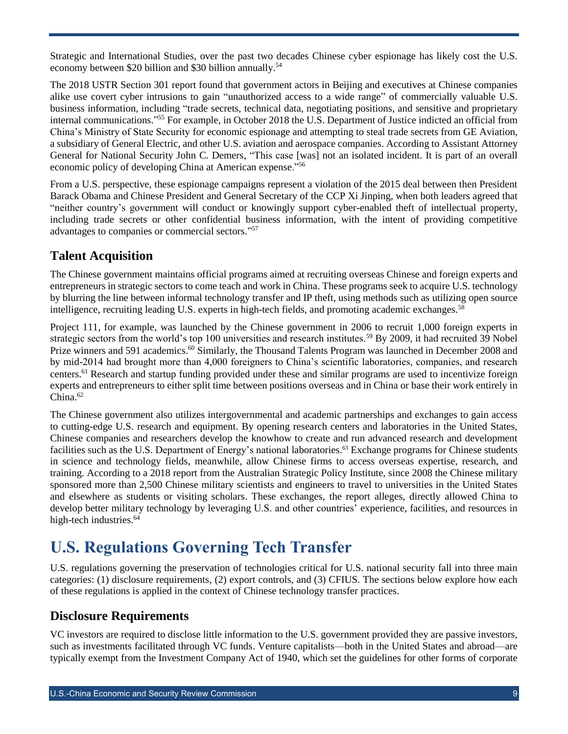Strategic and International Studies, over the past two decades Chinese cyber espionage has likely cost the U.S. economy between $20 billion and $30 billion annually.[54]

The 2018 USTR Section 301 report found that government actors in Beijing and executives at Chinese companies alike use covert cyber intrusions to gain "unauthorized access to a wide range" of commercially valuable U.S. business information, including "trade secrets, technical data, negotiating positions, and sensitive and proprietary internal communications."[55] For example, in October 2018 the U.S. Department of Justice indicted an official from China's Ministry of State Security for economic espionage and attempting to steal trade secrets from GE Aviation, a subsidiary of General Electric, and other U.S. aviation and aerospace companies. According to Assistant Attorney General for National Security John C. Demers, "This case [was] not an isolated incident. It is part of an overall economic policy of developing China at American expense."[56]

From a U.S. perspective, these espionage campaigns represent a violation of the 2015 deal between then President Barack Obama and Chinese President and General Secretary of the CCP Xi Jinping, when both leaders agreed that "neither country's government will conduct or knowingly support cyber-enabled theft of intellectual property, including trade secrets or other confidential business information, with the intent of providing competitive advantages to companies or commercial sectors."[57]

## Talent Acquisition

The Chinese government maintains official programs aimed at recruiting overseas Chinese and foreign experts and entrepreneurs in strategic sectors to come teach and work in China. These programs seek to acquire U.S. technology by blurring the line between informal technology transfer and IP theft, using methods such as utilizing open source intelligence, recruiting leading U.S. experts in high-tech fields, and promoting academic exchanges.[58]

Project 111, for example, was launched by the Chinese government in 2006 to recruit 1,000 foreign experts in strategic sectors from the world's top 100 universities and research institutes.[59] By 2009, it had recruited 39 Nobel Prize winners and 591 academics.[60] Similarly, the Thousand Talents Program was launched in December 2008 and by mid-2014 had brought more than 4,000 foreigners to China's scientific laboratories, companies, and research centers.[61] Research and startup funding provided under these and similar programs are used to incentivize foreign experts and entrepreneurs to either split time between positions overseas and in China or base their work entirely in China.[62]

The Chinese government also utilizes intergovernmental and academic partnerships and exchanges to gain access to cutting-edge U.S. research and equipment. By opening research centers and laboratories in the United States, Chinese companies and researchers develop the knowhow to create and run advanced research and development facilities such as the U.S. Department of Energy's national laboratories.[63] Exchange programs for Chinese students in science and technology fields, meanwhile, allow Chinese firms to access overseas expertise, research, and training. According to a 2018 report from the Australian Strategic Policy Institute, since 2008 the Chinese military sponsored more than 2,500 Chinese military scientists and engineers to travel to universities in the United States and elsewhere as students or visiting scholars. These exchanges, the report alleges, directly allowed China to develop better military technology by leveraging U.S. and other countries' experience, facilities, and resources in high-tech industries.[64]

# U.S. Regulations Governing Tech Transfer

U.S. regulations governing the preservation of technologies critical for U.S. national security fall into three main categories: (1) disclosure requirements, (2) export controls, and (3) CFIUS. The sections below explore how each of these regulations is applied in the context of Chinese technology transfer practices.

## Disclosure Requirements

VC investors are required to disclose little information to the U.S. government provided they are passive investors, such as investments facilitated through VC funds. Venture capitalists—both in the United States and abroad—are typically exempt from the Investment Company Act of 1940, which set the guidelines for other forms of corporate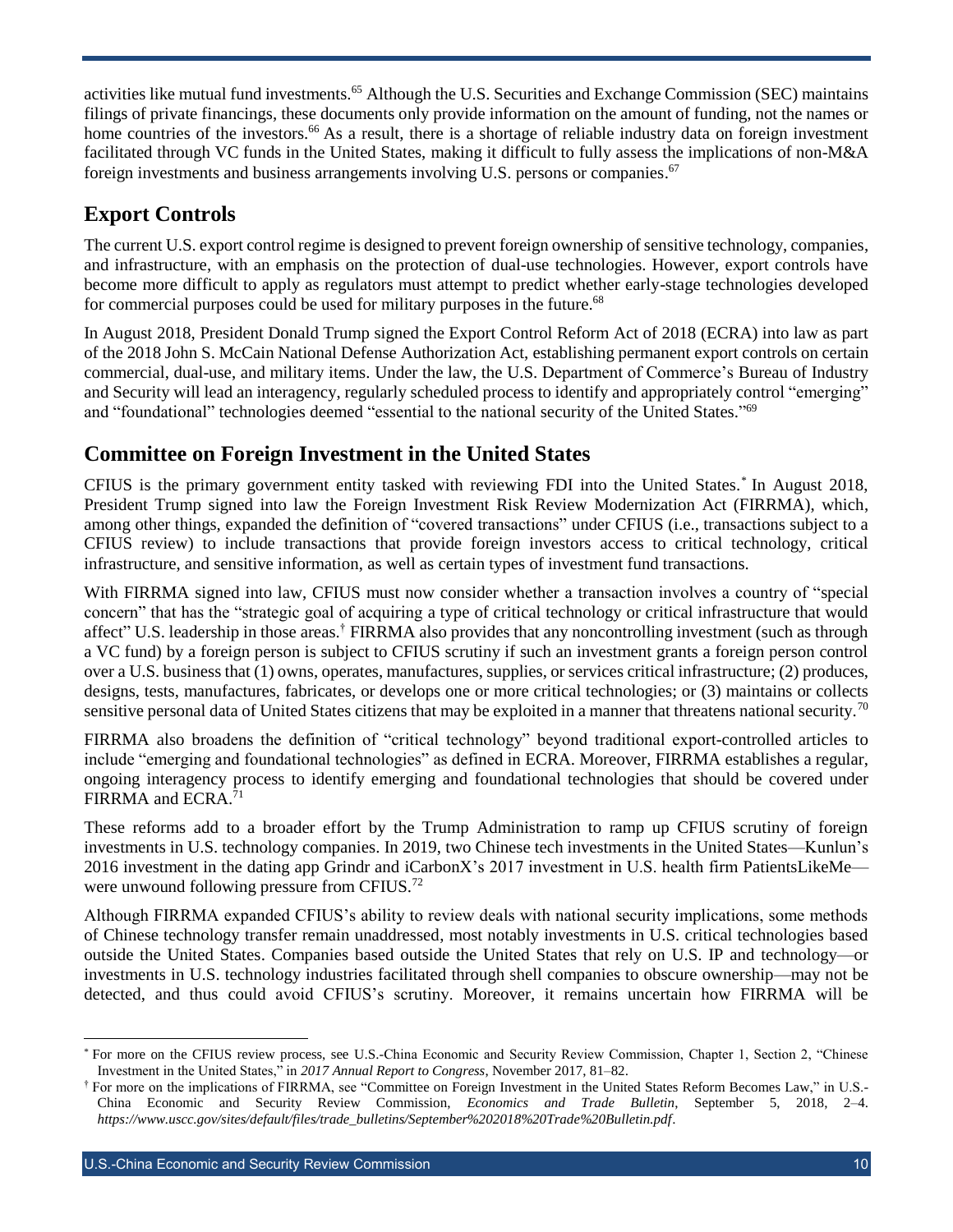activities like mutual fund investments.[65] Although the U.S. Securities and Exchange Commission (SEC) maintains filings of private financings, these documents only provide information on the amount of funding, not the names or home countries of the investors.[66] As a result, there is a shortage of reliable industry data on foreign investment facilitated through VC funds in the United States, making it difficult to fully assess the implications of non-M&A foreign investments and business arrangements involving U.S. persons or companies.[67]

## Export Controls

The current U.S. export control regime is designed to prevent foreign ownership of sensitive technology, companies, and infrastructure, with an emphasis on the protection of dual-use technologies. However, export controls have become more difficult to apply as regulators must attempt to predict whether early-stage technologies developed for commercial purposes could be used for military purposes in the future.[68]

In August 2018, President Donald Trump signed the Export Control Reform Act of 2018 (ECRA) into law as part of the 2018 John S. McCain National Defense Authorization Act, establishing permanent export controls on certain commercial, dual-use, and military items. Under the law, the U.S. Department of Commerce's Bureau of Industry and Security will lead an interagency, regularly scheduled process to identify and appropriately control "emerging" and "foundational" technologies deemed "essential to the national security of the United States."[69]

## Committee on Foreign Investment in the United States

CFIUS is the primary government entity tasked with reviewing FDI into the United States.* In August 2018, President Trump signed into law the Foreign Investment Risk Review Modernization Act (FIRRMA), which, among other things, expanded the definition of "covered transactions" under CFIUS (i.e., transactions subject to a CFIUS review) to include transactions that provide foreign investors access to critical technology, critical infrastructure, and sensitive information, as well as certain types of investment fund transactions.

With FIRRMA signed into law, CFIUS must now consider whether a transaction involves a country of "special concern" that has the "strategic goal of acquiring a type of critical technology or critical infrastructure that would affect" U.S. leadership in those areas.† FIRRMA also provides that any noncontrolling investment (such as through a VC fund) by a foreign person is subject to CFIUS scrutiny if such an investment grants a foreign person control over a U.S. business that (1) owns, operates, manufactures, supplies, or services critical infrastructure; (2) produces, designs, tests, manufactures, fabricates, or develops one or more critical technologies; or (3) maintains or collects sensitive personal data of United States citizens that may be exploited in a manner that threatens national security.[70]

FIRRMA also broadens the definition of "critical technology" beyond traditional export-controlled articles to include "emerging and foundational technologies" as defined in ECRA. Moreover, FIRRMA establishes a regular, ongoing interagency process to identify emerging and foundational technologies that should be covered under FIRRMA and ECRA.[71]

These reforms add to a broader effort by the Trump Administration to ramp up CFIUS scrutiny of foreign investments in U.S. technology companies. In 2019, two Chinese tech investments in the United States—Kunlun's 2016 investment in the dating app Grindr and iCarbonX's 2017 investment in U.S. health firm PatientsLikeMe—were unwound following pressure from CFIUS.[72]

Although FIRRMA expanded CFIUS's ability to review deals with national security implications, some methods of Chinese technology transfer remain unaddressed, most notably investments in U.S. critical technologies based outside the United States. Companies based outside the United States that rely on U.S. IP and technology—or investments in U.S. technology industries facilitated through shell companies to obscure ownership—may not be detected, and thus could avoid CFIUS's scrutiny. Moreover, it remains uncertain how FIRRMA will be

---

\* For more on the CFIUS review process, see U.S.-China Economic and Security Review Commission, Chapter 1, Section 2, "Chinese Investment in the United States," in *2017 Annual Report to Congress*, November 2017, 81–82.

† For more on the implications of FIRRMA, see "Committee on Foreign Investment in the United States Reform Becomes Law," in U.S.-China Economic and Security Review Commission, *Economics and Trade Bulletin*, September 5, 2018, 2–4. *https://www.uscc.gov/sites/default/files/trade_bulletins/September%202018%20Trade%20Bulletin.pdf*.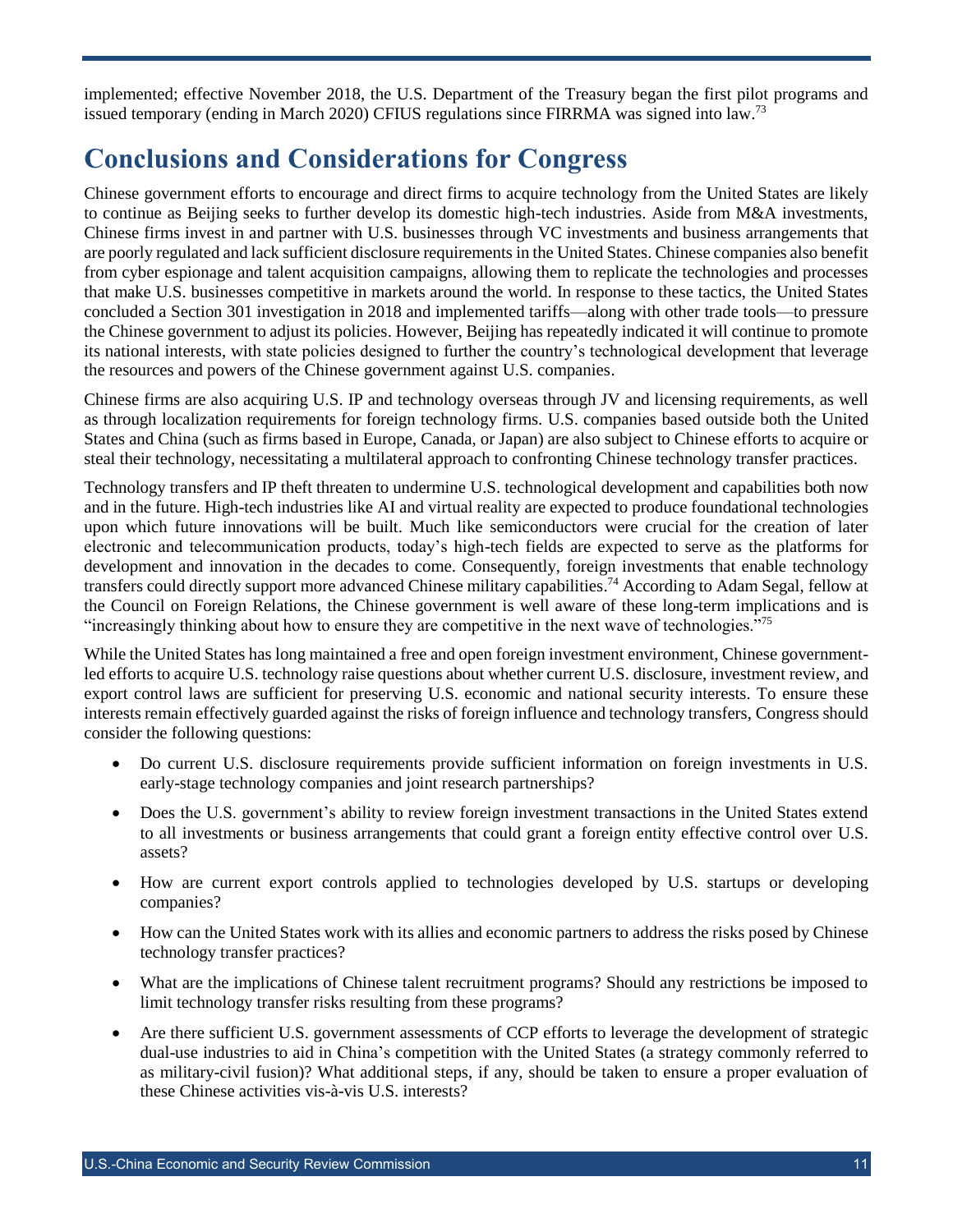implemented; effective November 2018, the U.S. Department of the Treasury began the first pilot programs and issued temporary (ending in March 2020) CFIUS regulations since FIRRMA was signed into law.[73]

# Conclusions and Considerations for Congress

Chinese government efforts to encourage and direct firms to acquire technology from the United States are likely to continue as Beijing seeks to further develop its domestic high-tech industries. Aside from M&A investments, Chinese firms invest in and partner with U.S. businesses through VC investments and business arrangements that are poorly regulated and lack sufficient disclosure requirements in the United States. Chinese companies also benefit from cyber espionage and talent acquisition campaigns, allowing them to replicate the technologies and processes that make U.S. businesses competitive in markets around the world. In response to these tactics, the United States concluded a Section 301 investigation in 2018 and implemented tariffs—along with other trade tools—to pressure the Chinese government to adjust its policies. However, Beijing has repeatedly indicated it will continue to promote its national interests, with state policies designed to further the country's technological development that leverage the resources and powers of the Chinese government against U.S. companies.

Chinese firms are also acquiring U.S. IP and technology overseas through JV and licensing requirements, as well as through localization requirements for foreign technology firms. U.S. companies based outside both the United States and China (such as firms based in Europe, Canada, or Japan) are also subject to Chinese efforts to acquire or steal their technology, necessitating a multilateral approach to confronting Chinese technology transfer practices.

Technology transfers and IP theft threaten to undermine U.S. technological development and capabilities both now and in the future. High-tech industries like AI and virtual reality are expected to produce foundational technologies upon which future innovations will be built. Much like semiconductors were crucial for the creation of later electronic and telecommunication products, today's high-tech fields are expected to serve as the platforms for development and innovation in the decades to come. Consequently, foreign investments that enable technology transfers could directly support more advanced Chinese military capabilities.[74] According to Adam Segal, fellow at the Council on Foreign Relations, the Chinese government is well aware of these long-term implications and is "increasingly thinking about how to ensure they are competitive in the next wave of technologies."[75]

While the United States has long maintained a free and open foreign investment environment, Chinese government-led efforts to acquire U.S. technology raise questions about whether current U.S. disclosure, investment review, and export control laws are sufficient for preserving U.S. economic and national security interests. To ensure these interests remain effectively guarded against the risks of foreign influence and technology transfers, Congress should consider the following questions:

- Do current U.S. disclosure requirements provide sufficient information on foreign investments in U.S. early-stage technology companies and joint research partnerships?
- Does the U.S. government's ability to review foreign investment transactions in the United States extend to all investments or business arrangements that could grant a foreign entity effective control over U.S. assets?
- How are current export controls applied to technologies developed by U.S. startups or developing companies?
- How can the United States work with its allies and economic partners to address the risks posed by Chinese technology transfer practices?
- What are the implications of Chinese talent recruitment programs? Should any restrictions be imposed to limit technology transfer risks resulting from these programs?
- Are there sufficient U.S. government assessments of CCP efforts to leverage the development of strategic dual-use industries to aid in China's competition with the United States (a strategy commonly referred to as military-civil fusion)? What additional steps, if any, should be taken to ensure a proper evaluation of these Chinese activities vis-à-vis U.S. interests?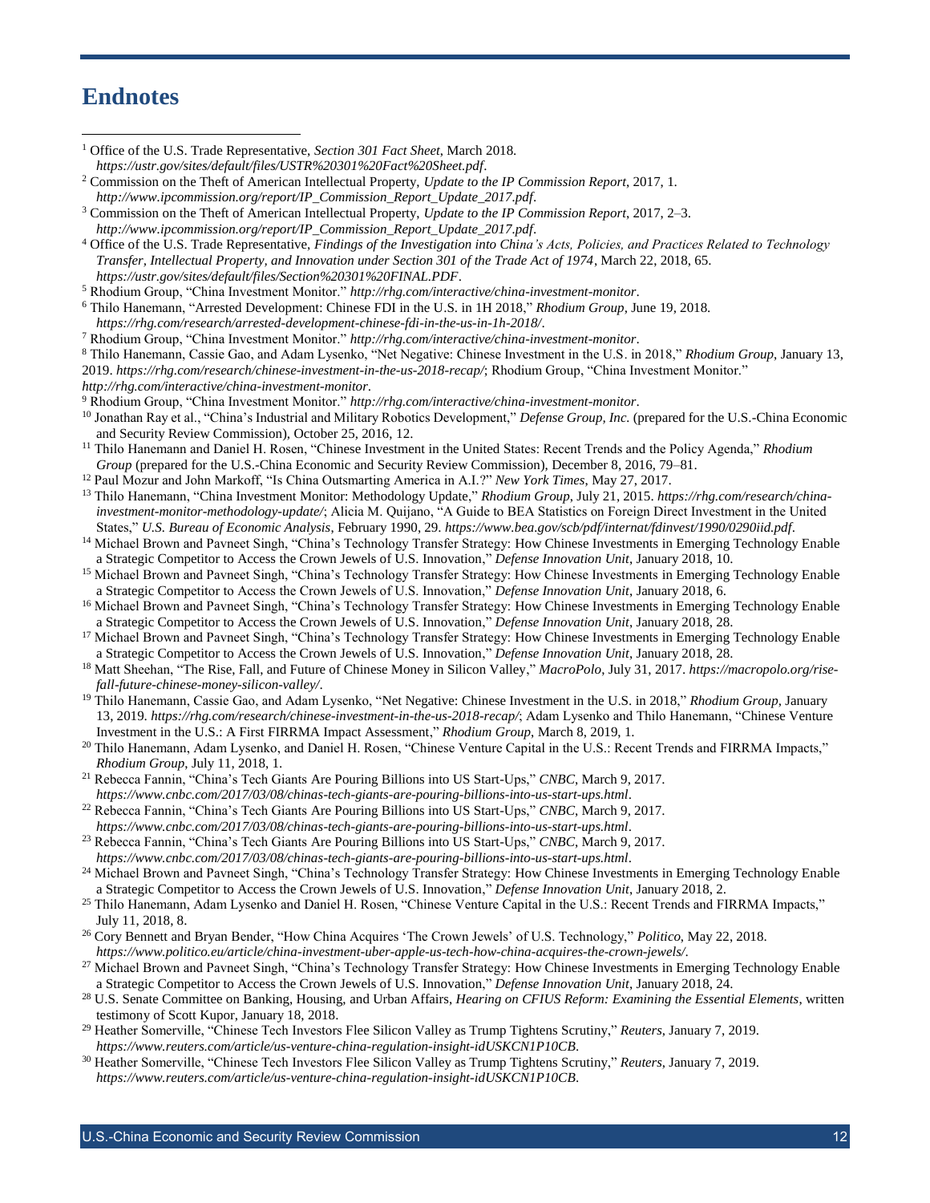# Endnotes

[1] Office of the U.S. Trade Representative, *Section 301 Fact Sheet*, March 2018. *https://ustr.gov/sites/default/files/USTR%20301%20Fact%20Sheet.pdf*.

[2] Commission on the Theft of American Intellectual Property, *Update to the IP Commission Report*, 2017, 1. *http://www.ipcommission.org/report/IP_Commission_Report_Update_2017.pdf*.

[3] Commission on the Theft of American Intellectual Property, *Update to the IP Commission Report*, 2017, 2–3. *http://www.ipcommission.org/report/IP_Commission_Report_Update_2017.pdf*.

[4] Office of the U.S. Trade Representative, *Findings of the Investigation into China's Acts, Policies, and Practices Related to Technology Transfer, Intellectual Property, and Innovation under Section 301 of the Trade Act of 1974*, March 22, 2018, 65. *https://ustr.gov/sites/default/files/Section%20301%20FINAL.PDF*.

[5] Rhodium Group, "China Investment Monitor." *http://rhg.com/interactive/china-investment-monitor*.

[6] Thilo Hanemann, "Arrested Development: Chinese FDI in the U.S. in 1H 2018," *Rhodium Group*, June 19, 2018. *https://rhg.com/research/arrested-development-chinese-fdi-in-the-us-in-1h-2018/*.

[7] Rhodium Group, "China Investment Monitor." *http://rhg.com/interactive/china-investment-monitor*.

[8] Thilo Hanemann, Cassie Gao, and Adam Lysenko, "Net Negative: Chinese Investment in the U.S. in 2018," *Rhodium Group*, January 13, 2019. *https://rhg.com/research/chinese-investment-in-the-us-2018-recap/*; Rhodium Group, "China Investment Monitor." *http://rhg.com/interactive/china-investment-monitor*.

[9] Rhodium Group, "China Investment Monitor." *http://rhg.com/interactive/china-investment-monitor*.

[10] Jonathan Ray et al., "China's Industrial and Military Robotics Development," *Defense Group, Inc.* (prepared for the U.S.-China Economic and Security Review Commission), October 25, 2016, 12.

[11] Thilo Hanemann and Daniel H. Rosen, "Chinese Investment in the United States: Recent Trends and the Policy Agenda," *Rhodium Group* (prepared for the U.S.-China Economic and Security Review Commission), December 8, 2016, 79–81.

[12] Paul Mozur and John Markoff, "Is China Outsmarting America in A.I.?" *New York Times*, May 27, 2017.

[13] Thilo Hanemann, "China Investment Monitor: Methodology Update," *Rhodium Group*, July 21, 2015. *https://rhg.com/research/china-investment-monitor-methodology-update/*; Alicia M. Quijano, "A Guide to BEA Statistics on Foreign Direct Investment in the United States," *U.S. Bureau of Economic Analysis*, February 1990, 29. *https://www.bea.gov/scb/pdf/internat/fdinvest/1990/0290iid.pdf*.

[14] Michael Brown and Pavneet Singh, "China's Technology Transfer Strategy: How Chinese Investments in Emerging Technology Enable a Strategic Competitor to Access the Crown Jewels of U.S. Innovation," *Defense Innovation Unit*, January 2018, 10.

[15] Michael Brown and Pavneet Singh, "China's Technology Transfer Strategy: How Chinese Investments in Emerging Technology Enable a Strategic Competitor to Access the Crown Jewels of U.S. Innovation," *Defense Innovation Unit*, January 2018, 6.

[16] Michael Brown and Pavneet Singh, "China's Technology Transfer Strategy: How Chinese Investments in Emerging Technology Enable a Strategic Competitor to Access the Crown Jewels of U.S. Innovation," *Defense Innovation Unit*, January 2018, 28.

[17] Michael Brown and Pavneet Singh, "China's Technology Transfer Strategy: How Chinese Investments in Emerging Technology Enable a Strategic Competitor to Access the Crown Jewels of U.S. Innovation," *Defense Innovation Unit*, January 2018, 28.

[18] Matt Sheehan, "The Rise, Fall, and Future of Chinese Money in Silicon Valley," *MacroPolo*, July 31, 2017. *https://macropolo.org/rise-fall-future-chinese-money-silicon-valley/*.

[19] Thilo Hanemann, Cassie Gao, and Adam Lysenko, "Net Negative: Chinese Investment in the U.S. in 2018," *Rhodium Group*, January 13, 2019. *https://rhg.com/research/chinese-investment-in-the-us-2018-recap/*; Adam Lysenko and Thilo Hanemann, "Chinese Venture Investment in the U.S.: A First FIRRMA Impact Assessment," *Rhodium Group*, March 8, 2019, 1.

[20] Thilo Hanemann, Adam Lysenko, and Daniel H. Rosen, "Chinese Venture Capital in the U.S.: Recent Trends and FIRRMA Impacts," *Rhodium Group*, July 11, 2018, 1.

[21] Rebecca Fannin, "China's Tech Giants Are Pouring Billions into US Start-Ups," *CNBC*, March 9, 2017. *https://www.cnbc.com/2017/03/08/chinas-tech-giants-are-pouring-billions-into-us-start-ups.html*.

[22] Rebecca Fannin, "China's Tech Giants Are Pouring Billions into US Start-Ups," *CNBC*, March 9, 2017. *https://www.cnbc.com/2017/03/08/chinas-tech-giants-are-pouring-billions-into-us-start-ups.html*.

[23] Rebecca Fannin, "China's Tech Giants Are Pouring Billions into US Start-Ups," *CNBC*, March 9, 2017. *https://www.cnbc.com/2017/03/08/chinas-tech-giants-are-pouring-billions-into-us-start-ups.html*.

[24] Michael Brown and Pavneet Singh, "China's Technology Transfer Strategy: How Chinese Investments in Emerging Technology Enable a Strategic Competitor to Access the Crown Jewels of U.S. Innovation," *Defense Innovation Unit*, January 2018, 2.

[25] Thilo Hanemann, Adam Lysenko and Daniel H. Rosen, "Chinese Venture Capital in the U.S.: Recent Trends and FIRRMA Impacts," July 11, 2018, 8.

[26] Cory Bennett and Bryan Bender, "How China Acquires 'The Crown Jewels' of U.S. Technology," *Politico*, May 22, 2018. *https://www.politico.eu/article/china-investment-uber-apple-us-tech-how-china-acquires-the-crown-jewels/*.

[27] Michael Brown and Pavneet Singh, "China's Technology Transfer Strategy: How Chinese Investments in Emerging Technology Enable a Strategic Competitor to Access the Crown Jewels of U.S. Innovation," *Defense Innovation Unit*, January 2018, 24.

[28] U.S. Senate Committee on Banking, Housing, and Urban Affairs, *Hearing on CFIUS Reform: Examining the Essential Elements*, written testimony of Scott Kupor, January 18, 2018.

[29] Heather Somerville, "Chinese Tech Investors Flee Silicon Valley as Trump Tightens Scrutiny," *Reuters*, January 7, 2019. *https://www.reuters.com/article/us-venture-china-regulation-insight-idUSKCN1P10CB*.

[30] Heather Somerville, "Chinese Tech Investors Flee Silicon Valley as Trump Tightens Scrutiny," *Reuters*, January 7, 2019. *https://www.reuters.com/article/us-venture-china-regulation-insight-idUSKCN1P10CB*.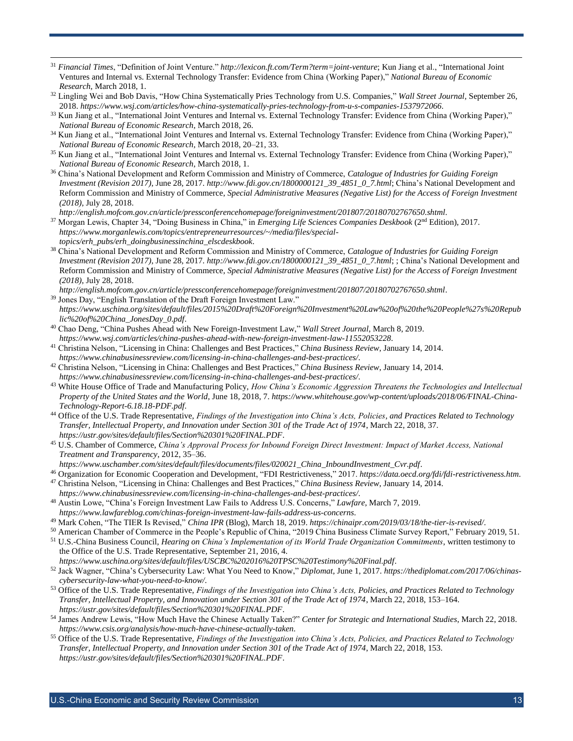[31] *Financial Times*, "Definition of Joint Venture." *http://lexicon.ft.com/Term?term=joint-venture*; Kun Jiang et al., "International Joint Ventures and Internal vs. External Technology Transfer: Evidence from China (Working Paper)," *National Bureau of Economic Research*, March 2018, 1.

[32] Lingling Wei and Bob Davis, "How China Systematically Pries Technology from U.S. Companies," *Wall Street Journal*, September 26, 2018. *https://www.wsj.com/articles/how-china-systematically-pries-technology-from-u-s-companies-1537972066*.

[33] Kun Jiang et al., "International Joint Ventures and Internal vs. External Technology Transfer: Evidence from China (Working Paper)," *National Bureau of Economic Research*, March 2018, 26.

[34] Kun Jiang et al., "International Joint Ventures and Internal vs. External Technology Transfer: Evidence from China (Working Paper)," *National Bureau of Economic Research*, March 2018, 20–21, 33.

[35] Kun Jiang et al., "International Joint Ventures and Internal vs. External Technology Transfer: Evidence from China (Working Paper)," *National Bureau of Economic Research*, March 2018, 1.

[36] China's National Development and Reform Commission and Ministry of Commerce, *Catalogue of Industries for Guiding Foreign Investment (Revision 2017)*, June 28, 2017. *http://www.fdi.gov.cn/1800000121_39_4851_0_7.html*; China's National Development and Reform Commission and Ministry of Commerce, *Special Administrative Measures (Negative List) for the Access of Foreign Investment (2018)*, July 28, 2018. *http://english.mofcom.gov.cn/article/pressconferencehomepage/foreigninvestment/201807/20180702767650.shtml*.

[37] Morgan Lewis, Chapter 34, "Doing Business in China," in *Emerging Life Sciences Companies Deskbook* (2nd Edition), 2017. *https://www.morganlewis.com/topics/entrepreneurresources/~/media/files/special-topics/erh_pubs/erh_doingbusinessinchina_elscdeskbook*.

[38] China's National Development and Reform Commission and Ministry of Commerce, *Catalogue of Industries for Guiding Foreign Investment (Revision 2017)*, June 28, 2017. *http://www.fdi.gov.cn/1800000121_39_4851_0_7.html*; ; China's National Development and Reform Commission and Ministry of Commerce, *Special Administrative Measures (Negative List) for the Access of Foreign Investment (2018)*, July 28, 2018. *http://english.mofcom.gov.cn/article/pressconferencehomepage/foreigninvestment/201807/20180702767650.shtml*.

[39] Jones Day, "English Translation of the Draft Foreign Investment Law." *https://www.uschina.org/sites/default/files/2015%20Draft%20Foreign%20Investment%20Law%20of%20the%20People%27s%20Republic%20of%20China_JonesDay_0.pdf*.

[40] Chao Deng, "China Pushes Ahead with New Foreign-Investment Law," *Wall Street Journal*, March 8, 2019. *https://www.wsj.com/articles/china-pushes-ahead-with-new-foreign-investment-law-11552053228*.

[41] Christina Nelson, "Licensing in China: Challenges and Best Practices," *China Business Review*, January 14, 2014. *https://www.chinabusinessreview.com/licensing-in-china-challenges-and-best-practices/*.

[42] Christina Nelson, "Licensing in China: Challenges and Best Practices," *China Business Review*, January 14, 2014. *https://www.chinabusinessreview.com/licensing-in-china-challenges-and-best-practices/*.

[43] White House Office of Trade and Manufacturing Policy, *How China's Economic Aggression Threatens the Technologies and Intellectual Property of the United States and the World*, June 18, 2018, 7. *https://www.whitehouse.gov/wp-content/uploads/2018/06/FINAL-China-Technology-Report-6.18.18-PDF.pdf*.

[44] Office of the U.S. Trade Representative, *Findings of the Investigation into China's Acts, Policies, and Practices Related to Technology Transfer, Intellectual Property, and Innovation under Section 301 of the Trade Act of 1974*, March 22, 2018, 37. *https://ustr.gov/sites/default/files/Section%20301%20FINAL.PDF*.

[45] U.S. Chamber of Commerce, *China's Approval Process for Inbound Foreign Direct Investment: Impact of Market Access, National Treatment and Transparency*, 2012, 35–36. *https://www.uschamber.com/sites/default/files/documents/files/020021_China_InboundInvestment_Cvr.pdf*.

[46] Organization for Economic Cooperation and Development, "FDI Restrictiveness," 2017. *https://data.oecd.org/fdi/fdi-restrictiveness.htm*.

[47] Christina Nelson, "Licensing in China: Challenges and Best Practices," *China Business Review*, January 14, 2014. *https://www.chinabusinessreview.com/licensing-in-china-challenges-and-best-practices/*.

[48] Austin Lowe, "China's Foreign Investment Law Fails to Address U.S. Concerns," *Lawfare*, March 7, 2019. *https://www.lawfareblog.com/chinas-foreign-investment-law-fails-address-us-concerns*.

[49] Mark Cohen, "The TIER Is Revised," *China IPR* (Blog), March 18, 2019. *https://chinaipr.com/2019/03/18/the-tier-is-revised/*.

[50] American Chamber of Commerce in the People's Republic of China, "2019 China Business Climate Survey Report," February 2019, 51.

[51] U.S.-China Business Council, *Hearing on China's Implementation of its World Trade Organization Commitments*, written testimony to the Office of the U.S. Trade Representative, September 21, 2016, 4. *https://www.uschina.org/sites/default/files/USCBC%202016%20TPSC%20Testimony%20Final.pdf*.

[52] Jack Wagner, "China's Cybersecurity Law: What You Need to Know," *Diplomat*, June 1, 2017. *https://thediplomat.com/2017/06/chinas-cybersecurity-law-what-you-need-to-know/*.

[53] Office of the U.S. Trade Representative, *Findings of the Investigation into China's Acts, Policies, and Practices Related to Technology Transfer, Intellectual Property, and Innovation under Section 301 of the Trade Act of 1974*, March 22, 2018, 153–164. *https://ustr.gov/sites/default/files/Section%20301%20FINAL.PDF*.

[54] James Andrew Lewis, "How Much Have the Chinese Actually Taken?" *Center for Strategic and International Studies*, March 22, 2018. *https://www.csis.org/analysis/how-much-have-chinese-actually-taken*.

[55] Office of the U.S. Trade Representative, *Findings of the Investigation into China's Acts, Policies, and Practices Related to Technology Transfer, Intellectual Property, and Innovation under Section 301 of the Trade Act of 1974*, March 22, 2018, 153. *https://ustr.gov/sites/default/files/Section%20301%20FINAL.PDF*.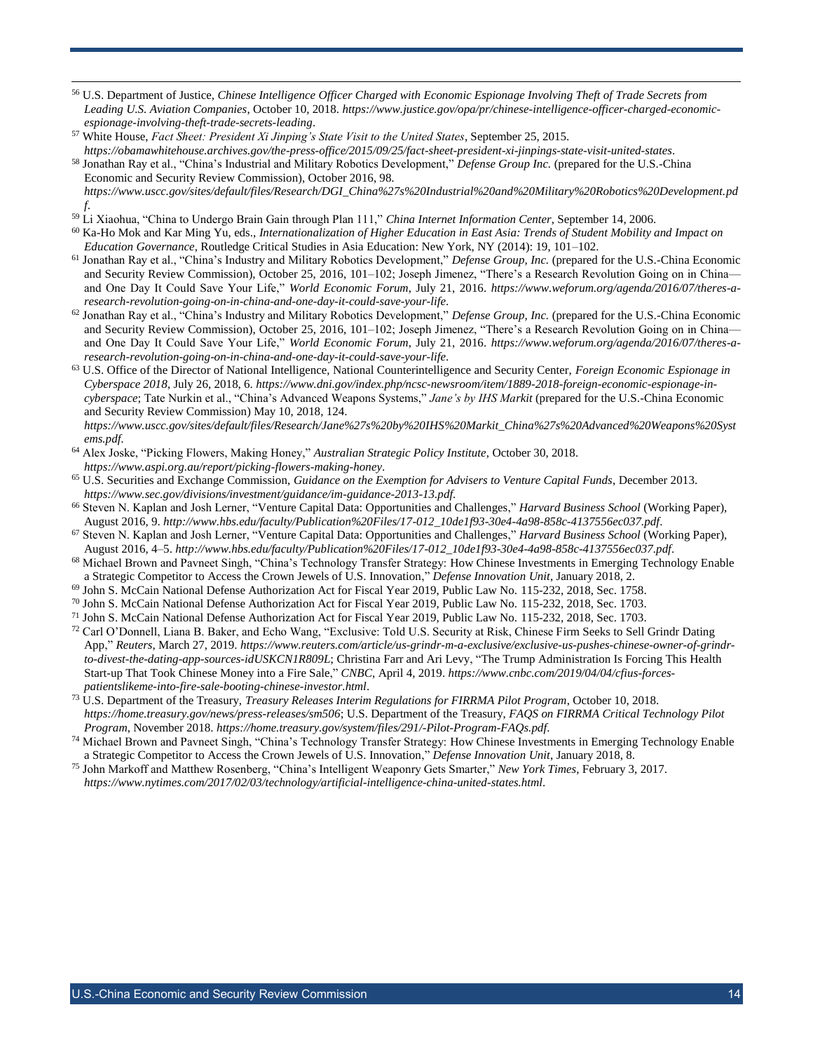[56] U.S. Department of Justice, *Chinese Intelligence Officer Charged with Economic Espionage Involving Theft of Trade Secrets from Leading U.S. Aviation Companies*, October 10, 2018. *https://www.justice.gov/opa/pr/chinese-intelligence-officer-charged-economic-espionage-involving-theft-trade-secrets-leading*.

[57] White House, *Fact Sheet: President Xi Jinping's State Visit to the United States*, September 25, 2015. *https://obamawhitehouse.archives.gov/the-press-office/2015/09/25/fact-sheet-president-xi-jinpings-state-visit-united-states*.

[58] Jonathan Ray et al., "China's Industrial and Military Robotics Development," *Defense Group Inc.* (prepared for the U.S.-China Economic and Security Review Commission), October 2016, 98. *https://www.uscc.gov/sites/default/files/Research/DGI_China%27s%20Industrial%20and%20Military%20Robotics%20Development.pdf*.

[59] Li Xiaohua, "China to Undergo Brain Gain through Plan 111," *China Internet Information Center*, September 14, 2006.

[60] Ka-Ho Mok and Kar Ming Yu, eds., *Internationalization of Higher Education in East Asia: Trends of Student Mobility and Impact on Education Governance*, Routledge Critical Studies in Asia Education: New York, NY (2014): 19, 101–102.

[61] Jonathan Ray et al., "China's Industry and Military Robotics Development," *Defense Group, Inc.* (prepared for the U.S.-China Economic and Security Review Commission), October 25, 2016, 101–102; Joseph Jimenez, "There's a Research Revolution Going on in China—and One Day It Could Save Your Life," *World Economic Forum*, July 21, 2016. *https://www.weforum.org/agenda/2016/07/theres-a-research-revolution-going-on-in-china-and-one-day-it-could-save-your-life*.

[62] Jonathan Ray et al., "China's Industry and Military Robotics Development," *Defense Group, Inc.* (prepared for the U.S.-China Economic and Security Review Commission), October 25, 2016, 101–102; Joseph Jimenez, "There's a Research Revolution Going on in China—and One Day It Could Save Your Life," *World Economic Forum*, July 21, 2016. *https://www.weforum.org/agenda/2016/07/theres-a-research-revolution-going-on-in-china-and-one-day-it-could-save-your-life*.

[63] U.S. Office of the Director of National Intelligence, National Counterintelligence and Security Center, *Foreign Economic Espionage in Cyberspace 2018*, July 26, 2018, 6. *https://www.dni.gov/index.php/ncsc-newsroom/item/1889-2018-foreign-economic-espionage-in-cyberspace*; Tate Nurkin et al., "China's Advanced Weapons Systems," *Jane's by IHS Markit* (prepared for the U.S.-China Economic and Security Review Commission) May 10, 2018, 124. *https://www.uscc.gov/sites/default/files/Research/Jane%27s%20by%20IHS%20Markit_China%27s%20Advanced%20Weapons%20Systems.pdf*.

[64] Alex Joske, "Picking Flowers, Making Honey," *Australian Strategic Policy Institute*, October 30, 2018. *https://www.aspi.org.au/report/picking-flowers-making-honey*.

[65] U.S. Securities and Exchange Commission, *Guidance on the Exemption for Advisers to Venture Capital Funds*, December 2013. *https://www.sec.gov/divisions/investment/guidance/im-guidance-2013-13.pdf*.

[66] Steven N. Kaplan and Josh Lerner, "Venture Capital Data: Opportunities and Challenges," *Harvard Business School* (Working Paper), August 2016, 9. *http://www.hbs.edu/faculty/Publication%20Files/17-012_10de1f93-30e4-4a98-858c-4137556ec037.pdf*.

[67] Steven N. Kaplan and Josh Lerner, "Venture Capital Data: Opportunities and Challenges," *Harvard Business School* (Working Paper), August 2016, 4–5. *http://www.hbs.edu/faculty/Publication%20Files/17-012_10de1f93-30e4-4a98-858c-4137556ec037.pdf*.

[68] Michael Brown and Pavneet Singh, "China's Technology Transfer Strategy: How Chinese Investments in Emerging Technology Enable a Strategic Competitor to Access the Crown Jewels of U.S. Innovation," *Defense Innovation Unit*, January 2018, 2.

[69] John S. McCain National Defense Authorization Act for Fiscal Year 2019, Public Law No. 115-232, 2018, Sec. 1758.

[70] John S. McCain National Defense Authorization Act for Fiscal Year 2019, Public Law No. 115-232, 2018, Sec. 1703.

[71] John S. McCain National Defense Authorization Act for Fiscal Year 2019, Public Law No. 115-232, 2018, Sec. 1703.

[72] Carl O'Donnell, Liana B. Baker, and Echo Wang, "Exclusive: Told U.S. Security at Risk, Chinese Firm Seeks to Sell Grindr Dating App," *Reuters*, March 27, 2019. *https://www.reuters.com/article/us-grindr-m-a-exclusive/exclusive-us-pushes-chinese-owner-of-grindr-to-divest-the-dating-app-sources-idUSKCN1R809L*; Christina Farr and Ari Levy, "The Trump Administration Is Forcing This Health Start-up That Took Chinese Money into a Fire Sale," *CNBC*, April 4, 2019. *https://www.cnbc.com/2019/04/04/cfius-forces-patientslikeme-into-fire-sale-booting-chinese-investor.html*.

[73] U.S. Department of the Treasury, *Treasury Releases Interim Regulations for FIRRMA Pilot Program*, October 10, 2018. *https://home.treasury.gov/news/press-releases/sm506*; U.S. Department of the Treasury, *FAQS on FIRRMA Critical Technology Pilot Program*, November 2018. *https://home.treasury.gov/system/files/291/-Pilot-Program-FAQs.pdf*.

[74] Michael Brown and Pavneet Singh, "China's Technology Transfer Strategy: How Chinese Investments in Emerging Technology Enable a Strategic Competitor to Access the Crown Jewels of U.S. Innovation," *Defense Innovation Unit*, January 2018, 8.

[75] John Markoff and Matthew Rosenberg, "China's Intelligent Weaponry Gets Smarter," *New York Times*, February 3, 2017. *https://www.nytimes.com/2017/02/03/technology/artificial-intelligence-china-united-states.html*.